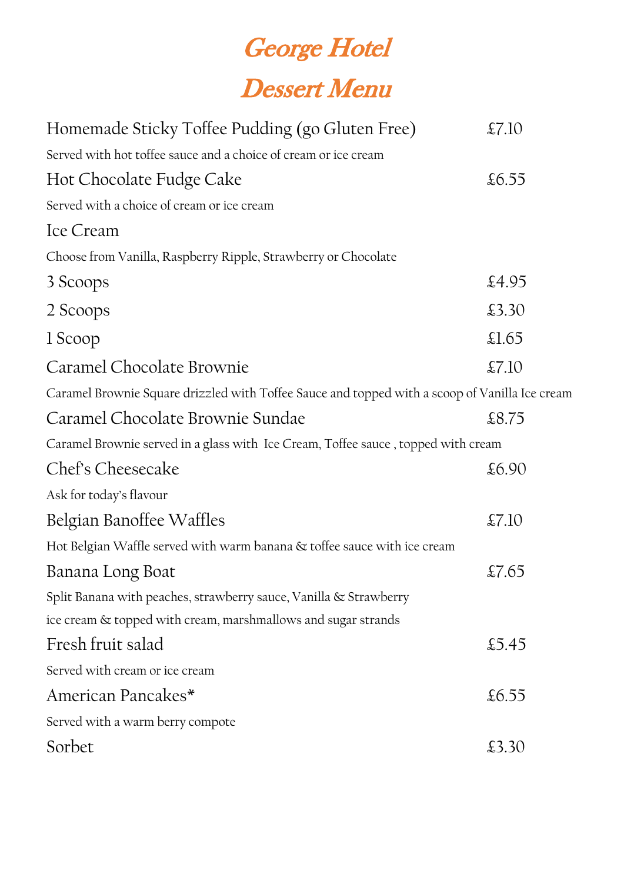# George Hotel

# Dessert Menu

Homemade Sticky Toffee Pudding (go Gluten Free) £7.10

Served with hot toffee sauce and a choice of cream or ice cream

Hot Chocolate Fudge Cake £6.55

Served with a choice of cream or ice cream

Ice Cream

Choose from Vanilla, Raspberry Ripple, Strawberry or Chocolate

3 Scoops £4.95

2 Scoops £3.30

1 Scoop £1.65

Caramel Chocolate Brownie £7.10

Caramel Brownie Square drizzled with Toffee Sauce and topped with a scoop of Vanilla Ice cream

Caramel Chocolate Brownie Sundae £8.75

Caramel Brownie served in a glass with Ice Cream, Toffee sauce , topped with cream

Chef's Cheesecake £6.90

Ask for today's flavour

Belgian Banoffee Waffles £7.10

Hot Belgian Waffle served with warm banana & toffee sauce with ice cream

Banana Long Boat £7.65

Split Banana with peaches, strawberry sauce, Vanilla & Strawberry ice cream & topped with cream, marshmallows and sugar strands

Fresh fruit salad £5.45

Served with cream or ice cream

American Pancakes* £6.55

Served with a warm berry compote

Sorbet £3.30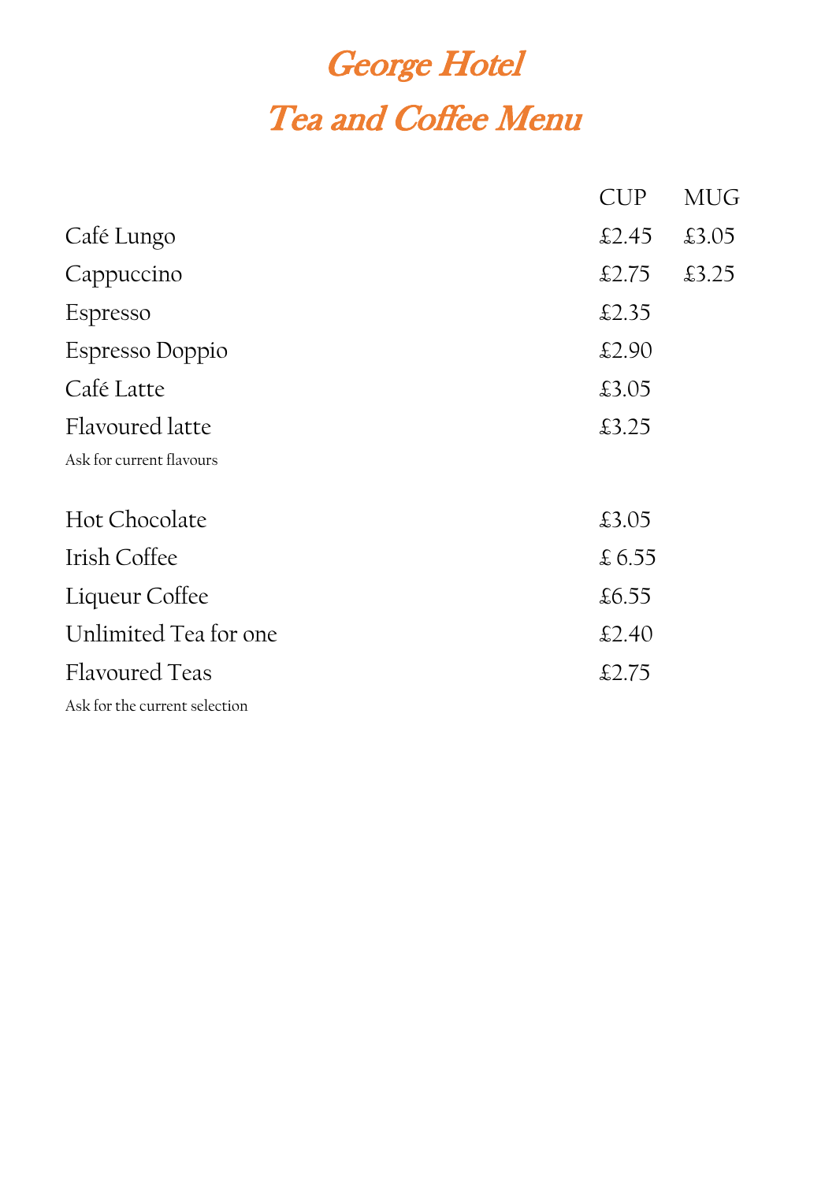# George Hotel

# Tea and Coffee Menu

| | CUP | MUG |
|---|---|---|
| Café Lungo | £2.45 | £3.05 |
| Cappuccino | £2.75 | £3.25 |
| Espresso | £2.35 | |
| Espresso Doppio | £2.90 | |
| Café Latte | £3.05 | |
| Flavoured latte | £3.25 | |
| Ask for current flavours | | |
| Hot Chocolate | £3.05 | |
| Irish Coffee | £ 6.55 | |
| Liqueur Coffee | £6.55 | |
| Unlimited Tea for one | £2.40 | |
| Flavoured Teas | £2.75 | |
| Ask for the current selection | | |